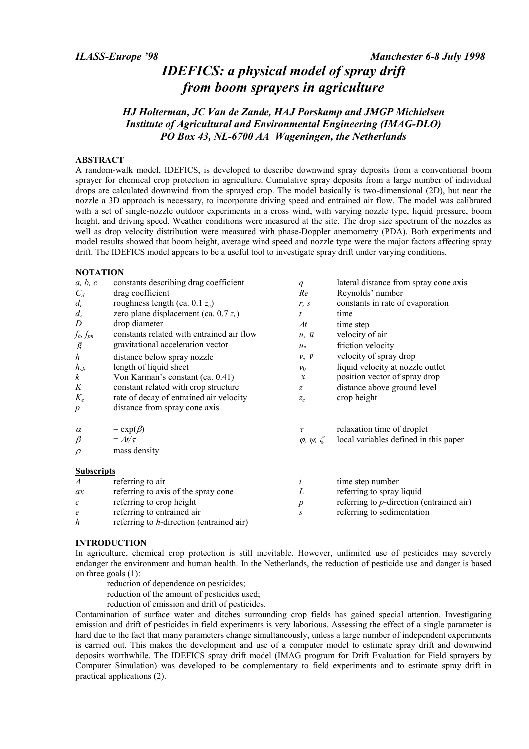*ILASS-Europe '98* *Manchester 6-8 July 1998*

# *IDEFICS: a physical model of spray drift from boom sprayers in agriculture*

***HJ Holterman, JC Van de Zande, HAJ Porskamp and JMGP Michielsen***
***Institute of Agricultural and Environmental Engineering (IMAG-DLO)***
***PO Box 43, NL-6700 AA Wageningen, the Netherlands***

## ABSTRACT

A random-walk model, IDEFICS, is developed to describe downwind spray deposits from a conventional boom sprayer for chemical crop protection in agriculture. Cumulative spray deposits from a large number of individual drops are calculated downwind from the sprayed crop. The model basically is two-dimensional (2D), but near the nozzle a 3D approach is necessary, to incorporate driving speed and entrained air flow. The model was calibrated with a set of single-nozzle outdoor experiments in a cross wind, with varying nozzle type, liquid pressure, boom height, and driving speed. Weather conditions were measured at the site. The drop size spectrum of the nozzles as well as drop velocity distribution were measured with phase-Doppler anemometry (PDA). Both experiments and model results showed that boom height, average wind speed and nozzle type were the major factors affecting spray drift. The IDEFICS model appears to be a useful tool to investigate spray drift under varying conditions.

## NOTATION

| | | | |
|---|---|---|---|
| $a, b, c$ | constants describing drag coefficient | $q$ | lateral distance from spray cone axis |
| $C_d$ | drag coefficient | $Re$ | Reynolds' number |
| $d_r$ | roughness length (ca. 0.1 $z_c$) | $r, s$ | constants in rate of evaporation |
| $d_z$ | zero plane displacement (ca. 0.7 $z_c$) | $t$ | time |
| $D$ | drop diameter | $\Delta t$ | time step |
| $f_h, f_{ph}$ | constants related with entrained air flow | $u, \vec{u}$ | velocity of air |
| $\vec{g}$ | gravitational acceleration vector | $u_*$ | friction velocity |
| $h$ | distance below spray nozzle | $v, \vec{v}$ | velocity of spray drop |
| $h_{sh}$ | length of liquid sheet | $v_0$ | liquid velocity at nozzle outlet |
| $k$ | Von Karman's constant (ca. 0.41) | $\vec{x}$ | position vector of spray drop |
| $K$ | constant related with crop structure | $z$ | distance above ground level |
| $K_e$ | rate of decay of entrained air velocity | $z_c$ | crop height |
| $p$ | distance from spray cone axis | | |
| $\alpha$ | $= \exp(\beta)$ | $\tau$ | relaxation time of droplet |
| $\beta$ | $= \Delta t/\tau$ | $\varphi, \psi, \zeta$ | local variables defined in this paper |
| $\rho$ | mass density | | |

**Subscripts**

| | | | |
|---|---|---|---|
| $A$ | referring to air | $i$ | time step number |
| $ax$ | referring to axis of the spray cone | $L$ | referring to spray liquid |
| $c$ | referring to crop height | $p$ | referring to $p$-direction (entrained air) |
| $e$ | referring to entrained air | $s$ | referring to sedimentation |
| $h$ | referring to $h$-direction (entrained air) | | |

## INTRODUCTION

In agriculture, chemical crop protection is still inevitable. However, unlimited use of pesticides may severely endanger the environment and human health. In the Netherlands, the reduction of pesticide use and danger is based on three goals (1):

- reduction of dependence on pesticides;
- reduction of the amount of pesticides used;
- reduction of emission and drift of pesticides.

Contamination of surface water and ditches surrounding crop fields has gained special attention. Investigating emission and drift of pesticides in field experiments is very laborious. Assessing the effect of a single parameter is hard due to the fact that many parameters change simultaneously, unless a large number of independent experiments is carried out. This makes the development and use of a computer model to estimate spray drift and downwind deposits worthwhile. The IDEFICS spray drift model (IMAG program for Drift Evaluation for Field sprayers by Computer Simulation) was developed to be complementary to field experiments and to estimate spray drift in practical applications (2).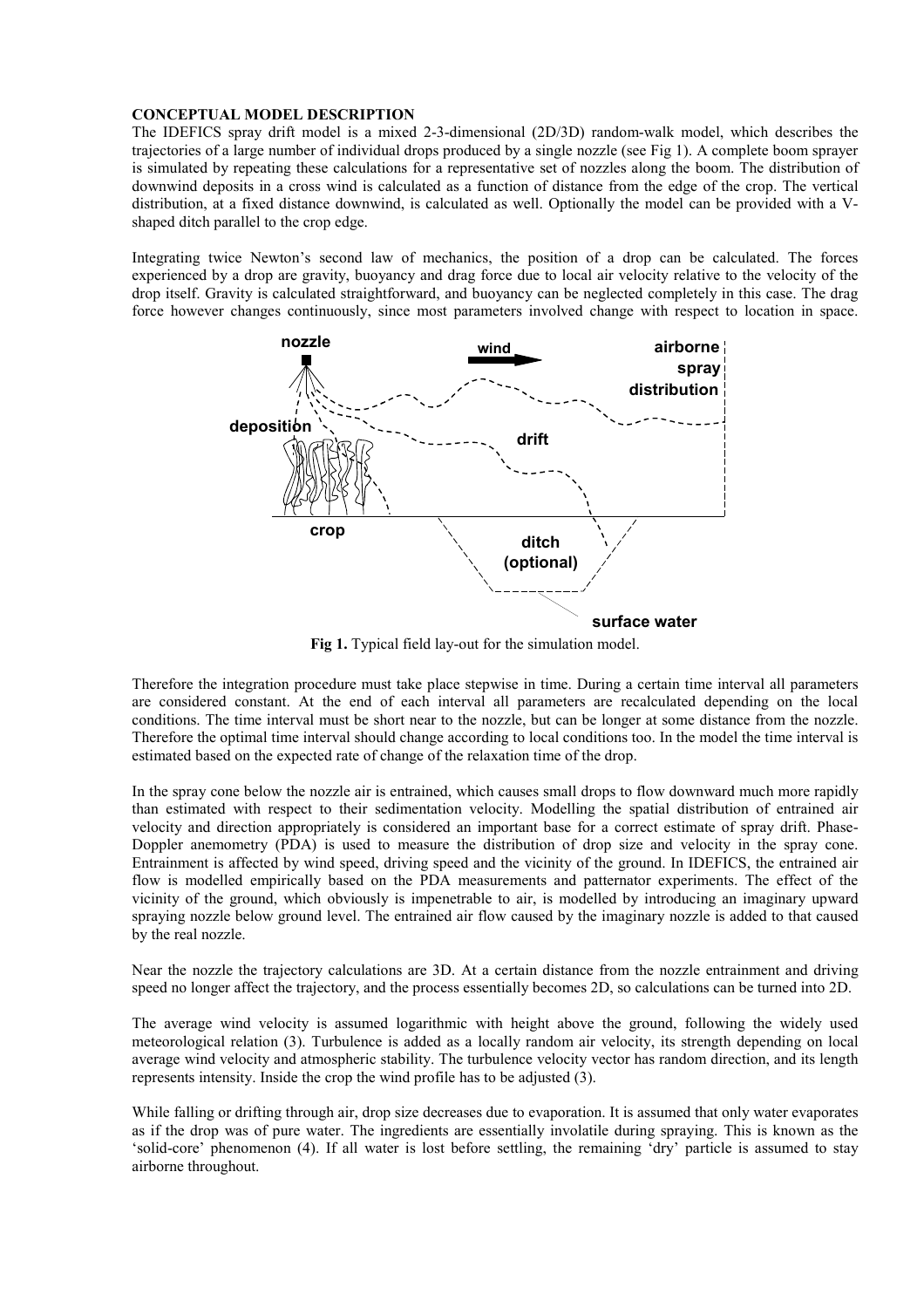**CONCEPTUAL MODEL DESCRIPTION**

The IDEFICS spray drift model is a mixed 2-3-dimensional (2D/3D) random-walk model, which describes the trajectories of a large number of individual drops produced by a single nozzle (see Fig 1). A complete boom sprayer is simulated by repeating these calculations for a representative set of nozzles along the boom. The distribution of downwind deposits in a cross wind is calculated as a function of distance from the edge of the crop. The vertical distribution, at a fixed distance downwind, is calculated as well. Optionally the model can be provided with a V-shaped ditch parallel to the crop edge.

Integrating twice Newton's second law of mechanics, the position of a drop can be calculated. The forces experienced by a drop are gravity, buoyancy and drag force due to local air velocity relative to the velocity of the drop itself. Gravity is calculated straightforward, and buoyancy can be neglected completely in this case. The drag force however changes continuously, since most parameters involved change with respect to location in space.

**Fig 1.** Typical field lay-out for the simulation model.

Therefore the integration procedure must take place stepwise in time. During a certain time interval all parameters are considered constant. At the end of each interval all parameters are recalculated depending on the local conditions. The time interval must be short near to the nozzle, but can be longer at some distance from the nozzle. Therefore the optimal time interval should change according to local conditions too. In the model the time interval is estimated based on the expected rate of change of the relaxation time of the drop.

In the spray cone below the nozzle air is entrained, which causes small drops to flow downward much more rapidly than estimated with respect to their sedimentation velocity. Modelling the spatial distribution of entrained air velocity and direction appropriately is considered an important base for a correct estimate of spray drift. Phase-Doppler anemometry (PDA) is used to measure the distribution of drop size and velocity in the spray cone. Entrainment is affected by wind speed, driving speed and the vicinity of the ground. In IDEFICS, the entrained air flow is modelled empirically based on the PDA measurements and patternator experiments. The effect of the vicinity of the ground, which obviously is impenetrable to air, is modelled by introducing an imaginary upward spraying nozzle below ground level. The entrained air flow caused by the imaginary nozzle is added to that caused by the real nozzle.

Near the nozzle the trajectory calculations are 3D. At a certain distance from the nozzle entrainment and driving speed no longer affect the trajectory, and the process essentially becomes 2D, so calculations can be turned into 2D.

The average wind velocity is assumed logarithmic with height above the ground, following the widely used meteorological relation (3). Turbulence is added as a locally random air velocity, its strength depending on local average wind velocity and atmospheric stability. The turbulence velocity vector has random direction, and its length represents intensity. Inside the crop the wind profile has to be adjusted (3).

While falling or drifting through air, drop size decreases due to evaporation. It is assumed that only water evaporates as if the drop was of pure water. The ingredients are essentially involatile during spraying. This is known as the 'solid-core' phenomenon (4). If all water is lost before settling, the remaining 'dry' particle is assumed to stay airborne throughout.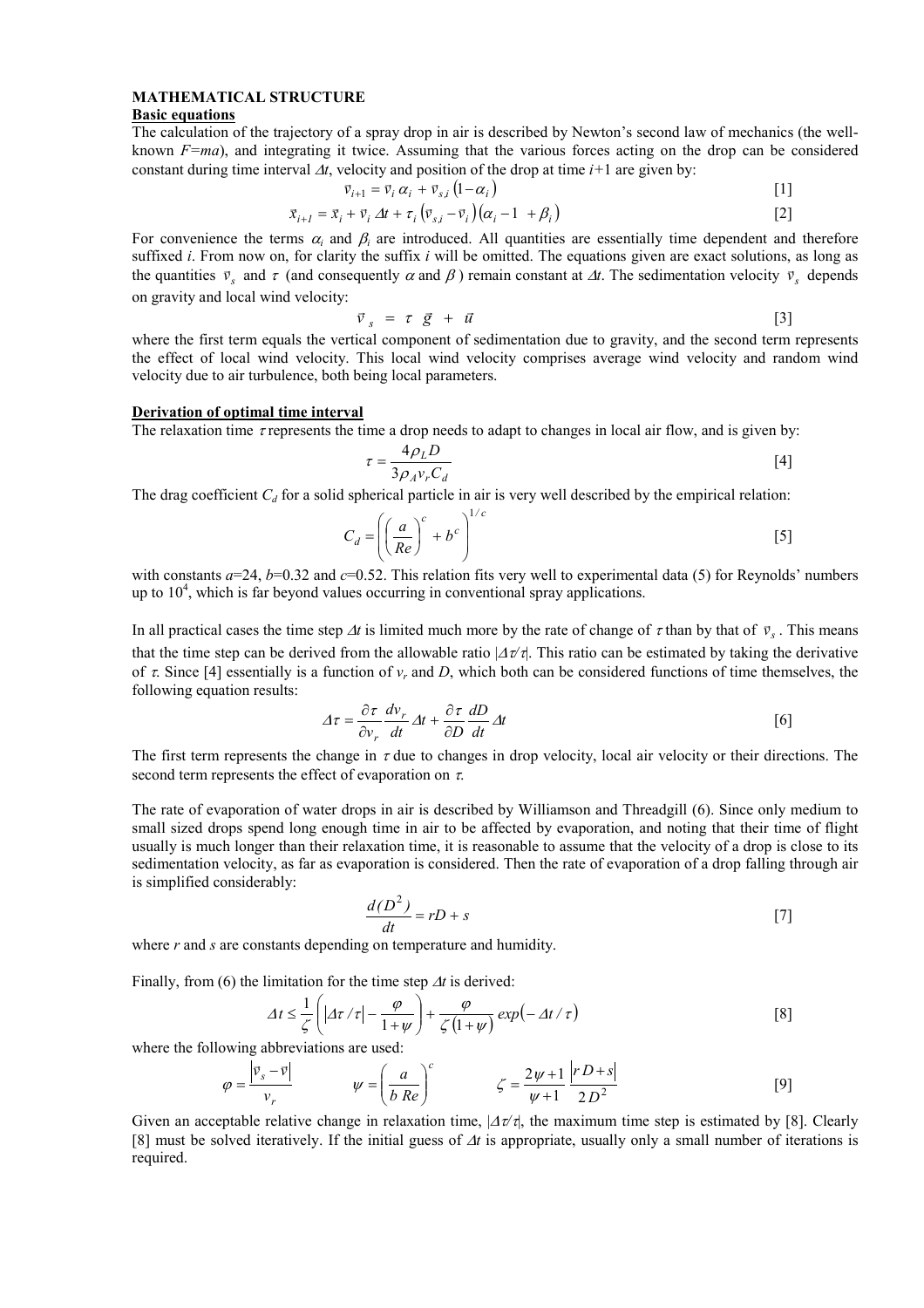## MATHEMATICAL STRUCTURE

### Basic equations

The calculation of the trajectory of a spray drop in air is described by Newton's second law of mechanics (the well-known $F=ma$), and integrating it twice. Assuming that the various forces acting on the drop can be considered constant during time interval $\Delta t$, velocity and position of the drop at time $i$+1 are given by:

$$\bar{v}_{i+1} = \bar{v}_i \, \alpha_i + \bar{v}_{s,i} \left(1 - \alpha_i\right) \qquad [1]$$

$$\bar{x}_{i+1} = \bar{x}_i + \bar{v}_i \, \Delta t + \tau_i \left(\bar{v}_{s,i} - \bar{v}_i\right)\left(\alpha_i - 1 + \beta_i\right) \qquad [2]$$

For convenience the terms $\alpha_i$ and $\beta_i$ are introduced. All quantities are essentially time dependent and therefore suffixed $i$. From now on, for clarity the suffix $i$ will be omitted. The equations given are exact solutions, as long as the quantities $\bar{v}_s$ and $\tau$ (and consequently $\alpha$ and $\beta$) remain constant at $\Delta t$. The sedimentation velocity $\bar{v}_s$ depends on gravity and local wind velocity:

$$\vec{v}_s = \tau \, \vec{g} + \vec{u} \qquad [3]$$

where the first term equals the vertical component of sedimentation due to gravity, and the second term represents the effect of local wind velocity. This local wind velocity comprises average wind velocity and random wind velocity due to air turbulence, both being local parameters.

### Derivation of optimal time interval

The relaxation time $\tau$ represents the time a drop needs to adapt to changes in local air flow, and is given by:

$$\tau = \frac{4 \rho_L D}{3 \rho_A v_r C_d} \qquad [4]$$

The drag coefficient $C_d$ for a solid spherical particle in air is very well described by the empirical relation:

$$C_d = \left( \left(\frac{a}{Re}\right)^c + b^c \right)^{1/c} \qquad [5]$$

with constants $a$=24, $b$=0.32 and $c$=0.52. This relation fits very well to experimental data (5) for Reynolds' numbers up to $10^4$, which is far beyond values occurring in conventional spray applications.

In all practical cases the time step $\Delta t$ is limited much more by the rate of change of $\tau$ than by that of $\bar{v}_s$. This means that the time step can be derived from the allowable ratio $|\Delta\tau/\tau|$. This ratio can be estimated by taking the derivative of $\tau$. Since [4] essentially is a function of $v_r$ and $D$, which both can be considered functions of time themselves, the following equation results:

$$\Delta\tau = \frac{\partial \tau}{\partial v_r} \frac{dv_r}{dt} \Delta t + \frac{\partial \tau}{\partial D} \frac{dD}{dt} \Delta t \qquad [6]$$

The first term represents the change in $\tau$ due to changes in drop velocity, local air velocity or their directions. The second term represents the effect of evaporation on $\tau$.

The rate of evaporation of water drops in air is described by Williamson and Threadgill (6). Since only medium to small sized drops spend long enough time in air to be affected by evaporation, and noting that their time of flight usually is much longer than their relaxation time, it is reasonable to assume that the velocity of a drop is close to its sedimentation velocity, as far as evaporation is considered. Then the rate of evaporation of a drop falling through air is simplified considerably:

$$\frac{d(D^2)}{dt} = rD + s \qquad [7]$$

where $r$ and $s$ are constants depending on temperature and humidity.

Finally, from (6) the limitation for the time step $\Delta t$ is derived:

$$\Delta t \leq \frac{1}{\zeta}\left( \left|\Delta\tau/\tau\right| - \frac{\varphi}{1+\psi} \right) + \frac{\varphi}{\zeta(1+\psi)} \exp\left(-\Delta t/\tau\right) \qquad [8]$$

where the following abbreviations are used:

$$\varphi = \frac{\left|\bar{v}_s - \bar{v}\right|}{v_r} \qquad \psi = \left(\frac{a}{b\,Re}\right)^c \qquad \zeta = \frac{2\psi+1}{\psi+1} \frac{\left|rD+s\right|}{2D^2} \qquad [9]$$

Given an acceptable relative change in relaxation time, $|\Delta\tau/\tau|$, the maximum time step is estimated by [8]. Clearly [8] must be solved iteratively. If the initial guess of $\Delta t$ is appropriate, usually only a small number of iterations is required.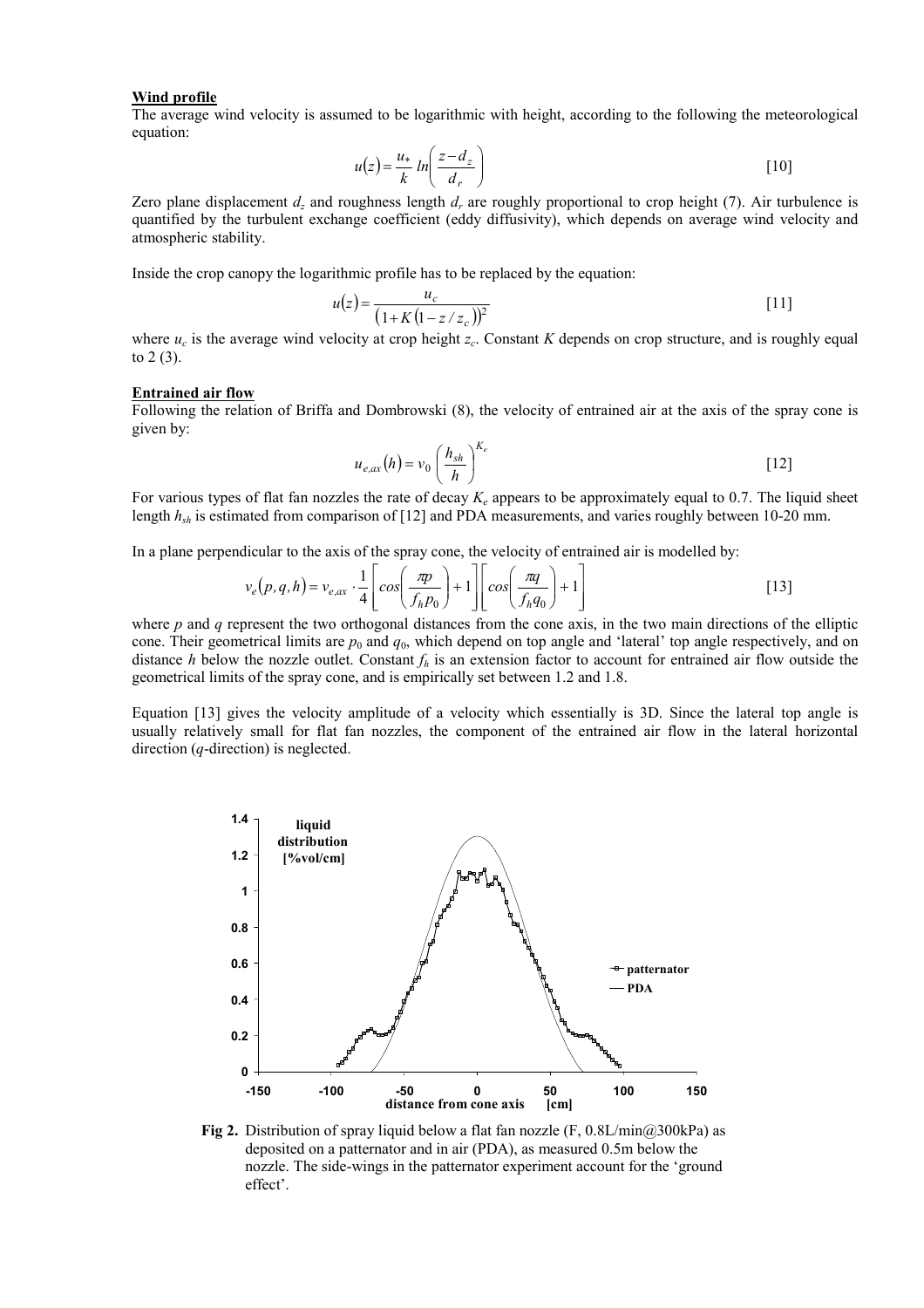**Wind profile**

The average wind velocity is assumed to be logarithmic with height, according to the following the meteorological equation:

$$u(z) = \frac{u_*}{k} \ln\left(\frac{z - d_z}{d_r}\right) \quad [10]$$

Zero plane displacement $d_z$ and roughness length $d_r$ are roughly proportional to crop height (7). Air turbulence is quantified by the turbulent exchange coefficient (eddy diffusivity), which depends on average wind velocity and atmospheric stability.

Inside the crop canopy the logarithmic profile has to be replaced by the equation:

$$u(z) = \frac{u_c}{\left(1 + K\left(1 - z/z_c\right)\right)^2} \quad [11]$$

where $u_c$ is the average wind velocity at crop height $z_c$. Constant $K$ depends on crop structure, and is roughly equal to 2 (3).

**Entrained air flow**

Following the relation of Briffa and Dombrowski (8), the velocity of entrained air at the axis of the spray cone is given by:

$$u_{e,ax}(h) = v_0 \left(\frac{h_{sh}}{h}\right)^{K_e} \quad [12]$$

For various types of flat fan nozzles the rate of decay $K_e$ appears to be approximately equal to 0.7. The liquid sheet length $h_{sh}$ is estimated from comparison of [12] and PDA measurements, and varies roughly between 10-20 mm.

In a plane perpendicular to the axis of the spray cone, the velocity of entrained air is modelled by:

$$v_e(p, q, h) = v_{e,ax} \cdot \frac{1}{4}\left[\cos\left(\frac{\pi p}{f_h p_0}\right) + 1\right]\left[\cos\left(\frac{\pi q}{f_h q_0}\right) + 1\right] \quad [13]$$

where $p$ and $q$ represent the two orthogonal distances from the cone axis, in the two main directions of the elliptic cone. Their geometrical limits are $p_0$ and $q_0$, which depend on top angle and 'lateral' top angle respectively, and on distance $h$ below the nozzle outlet. Constant $f_h$ is an extension factor to account for entrained air flow outside the geometrical limits of the spray cone, and is empirically set between 1.2 and 1.8.

Equation [13] gives the velocity amplitude of a velocity which essentially is 3D. Since the lateral top angle is usually relatively small for flat fan nozzles, the component of the entrained air flow in the lateral horizontal direction ($q$-direction) is neglected.

**Fig 2.** Distribution of spray liquid below a flat fan nozzle (F, 0.8L/min@300kPa) as deposited on a patternator and in air (PDA), as measured 0.5m below the nozzle. The side-wings in the patternator experiment account for the 'ground effect'.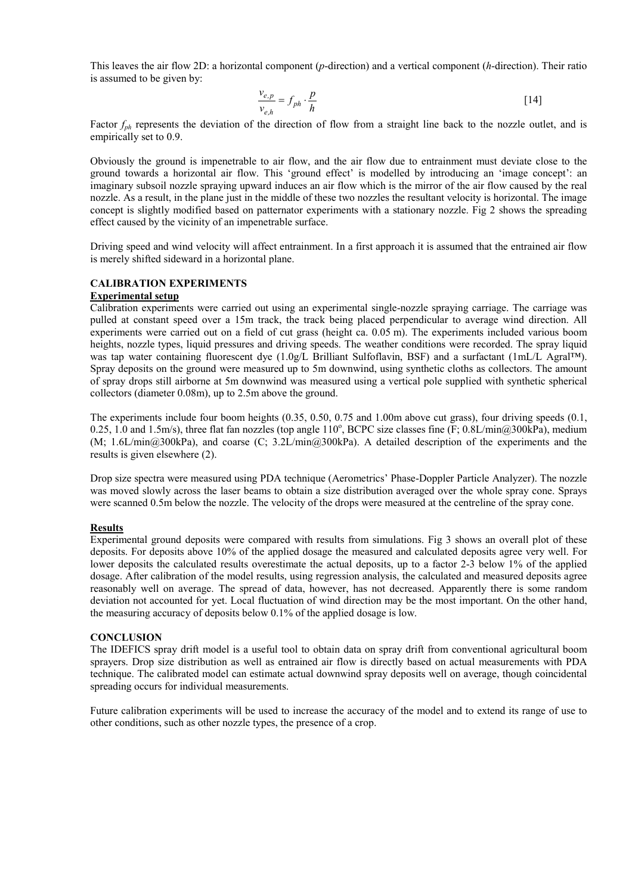This leaves the air flow 2D: a horizontal component (*p*-direction) and a vertical component (*h*-direction). Their ratio is assumed to be given by:

$$\frac{v_{e,p}}{v_{e,h}} = f_{ph} \cdot \frac{p}{h} \qquad [14]$$

Factor $f_{ph}$ represents the deviation of the direction of flow from a straight line back to the nozzle outlet, and is empirically set to 0.9.

Obviously the ground is impenetrable to air flow, and the air flow due to entrainment must deviate close to the ground towards a horizontal air flow. This 'ground effect' is modelled by introducing an 'image concept': an imaginary subsoil nozzle spraying upward induces an air flow which is the mirror of the air flow caused by the real nozzle. As a result, in the plane just in the middle of these two nozzles the resultant velocity is horizontal. The image concept is slightly modified based on patternator experiments with a stationary nozzle. Fig 2 shows the spreading effect caused by the vicinity of an impenetrable surface.

Driving speed and wind velocity will affect entrainment. In a first approach it is assumed that the entrained air flow is merely shifted sideward in a horizontal plane.

## CALIBRATION EXPERIMENTS

### Experimental setup

Calibration experiments were carried out using an experimental single-nozzle spraying carriage. The carriage was pulled at constant speed over a 15m track, the track being placed perpendicular to average wind direction. All experiments were carried out on a field of cut grass (height ca. 0.05 m). The experiments included various boom heights, nozzle types, liquid pressures and driving speeds. The weather conditions were recorded. The spray liquid was tap water containing fluorescent dye (1.0g/L Brilliant Sulfoflavin, BSF) and a surfactant (1mL/L Agral™). Spray deposits on the ground were measured up to 5m downwind, using synthetic cloths as collectors. The amount of spray drops still airborne at 5m downwind was measured using a vertical pole supplied with synthetic spherical collectors (diameter 0.08m), up to 2.5m above the ground.

The experiments include four boom heights (0.35, 0.50, 0.75 and 1.00m above cut grass), four driving speeds (0.1, 0.25, 1.0 and 1.5m/s), three flat fan nozzles (top angle 110°, BCPC size classes fine (F; 0.8L/min@300kPa), medium (M; 1.6L/min@300kPa), and coarse (C; 3.2L/min@300kPa). A detailed description of the experiments and the results is given elsewhere (2).

Drop size spectra were measured using PDA technique (Aerometrics' Phase-Doppler Particle Analyzer). The nozzle was moved slowly across the laser beams to obtain a size distribution averaged over the whole spray cone. Sprays were scanned 0.5m below the nozzle. The velocity of the drops were measured at the centreline of the spray cone.

### Results

Experimental ground deposits were compared with results from simulations. Fig 3 shows an overall plot of these deposits. For deposits above 10% of the applied dosage the measured and calculated deposits agree very well. For lower deposits the calculated results overestimate the actual deposits, up to a factor 2-3 below 1% of the applied dosage. After calibration of the model results, using regression analysis, the calculated and measured deposits agree reasonably well on average. The spread of data, however, has not decreased. Apparently there is some random deviation not accounted for yet. Local fluctuation of wind direction may be the most important. On the other hand, the measuring accuracy of deposits below 0.1% of the applied dosage is low.

## CONCLUSION

The IDEFICS spray drift model is a useful tool to obtain data on spray drift from conventional agricultural boom sprayers. Drop size distribution as well as entrained air flow is directly based on actual measurements with PDA technique. The calibrated model can estimate actual downwind spray deposits well on average, though coincidental spreading occurs for individual measurements.

Future calibration experiments will be used to increase the accuracy of the model and to extend its range of use to other conditions, such as other nozzle types, the presence of a crop.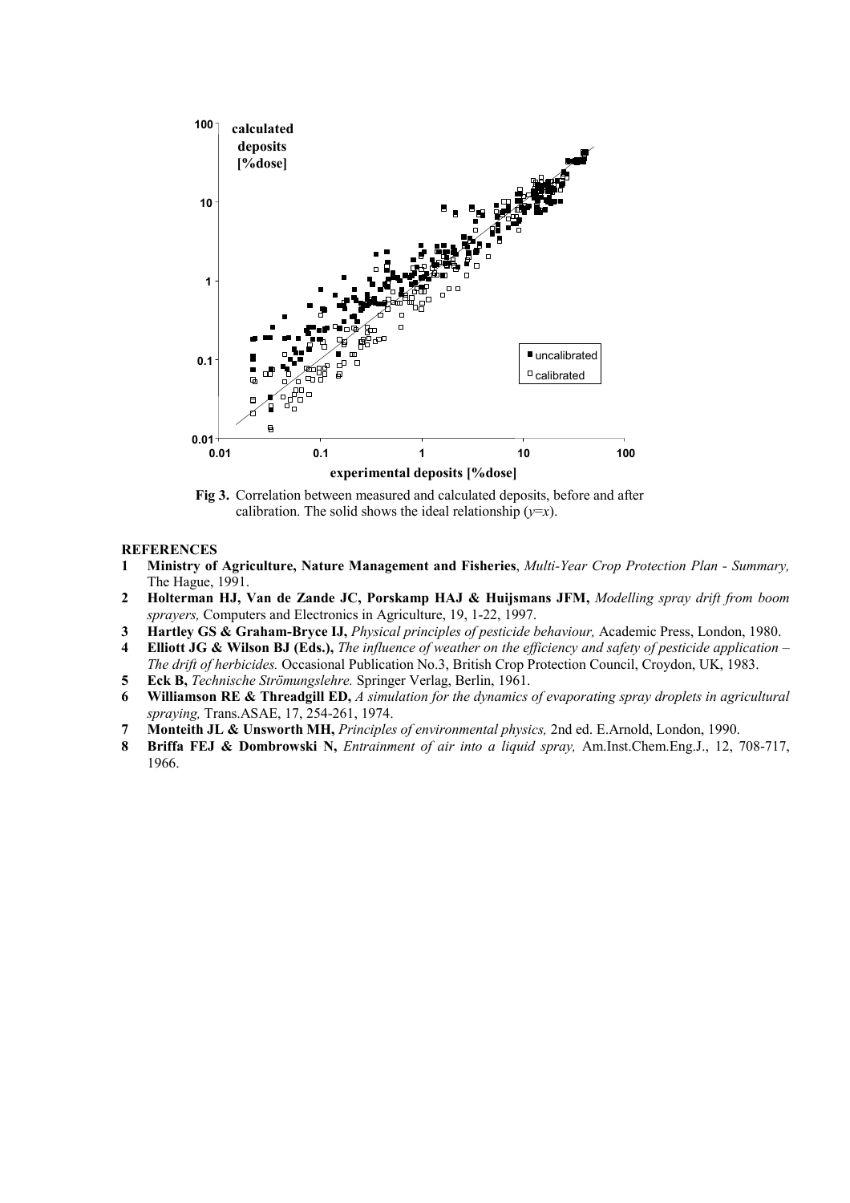100

calculated deposits [%dose]

10

1

0.1

0.01

0.01

0.1

1

10

100

experimental deposits [%dose]

uncalibrated

calibrated

**Fig 3.** Correlation between measured and calculated deposits, before and after calibration. The solid shows the ideal relationship ($y$=$x$).

## REFERENCES

1. **Ministry of Agriculture, Nature Management and Fisheries**, *Multi-Year Crop Protection Plan - Summary,* The Hague, 1991.
2. **Holterman HJ, Van de Zande JC, Porskamp HAJ & Huijsmans JFM,** *Modelling spray drift from boom sprayers,* Computers and Electronics in Agriculture, 19, 1-22, 1997.
3. **Hartley GS & Graham-Bryce IJ,** *Physical principles of pesticide behaviour,* Academic Press, London, 1980.
4. **Elliott JG & Wilson BJ (Eds.),** *The influence of weather on the efficiency and safety of pesticide application – The drift of herbicides.* Occasional Publication No.3, British Crop Protection Council, Croydon, UK, 1983.
5. **Eck B,** *Technische Strömungslehre.* Springer Verlag, Berlin, 1961.
6. **Williamson RE & Threadgill ED,** *A simulation for the dynamics of evaporating spray droplets in agricultural spraying,* Trans.ASAE, 17, 254-261, 1974.
7. **Monteith JL & Unsworth MH,** *Principles of environmental physics,* 2nd ed. E.Arnold, London, 1990.
8. **Briffa FEJ & Dombrowski N,** *Entrainment of air into a liquid spray,* Am.Inst.Chem.Eng.J., 12, 708-717, 1966.